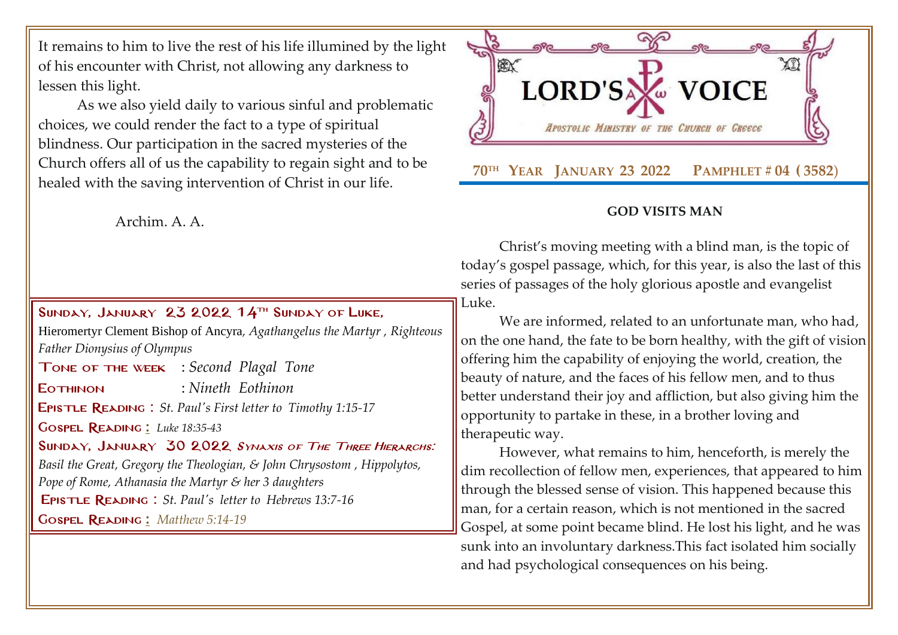# LORD'S VOICE

APOSTOLIC MINISTRY OF THE CHURCH OF GREECE

**70TH YEAR JANUARY 23 2022 PAMPHLET # 04 (3582)**

## GOD VISITS MAN

Christ's moving meeting with a blind man, is the topic of today's gospel passage, which, for this year, is also the last of this series of passages of the holy glorious apostle and evangelist Luke.

We are informed, related to an unfortunate man, who had, on the one hand, the fate to be born healthy, with the gift of vision offering him the capability of enjoying the world, creation, the beauty of nature, and the faces of his fellow men, and to thus better understand their joy and affliction, but also giving him the opportunity to partake in these, in a brother loving and therapeutic way.

However, what remains to him, henceforth, is merely the dim recollection of fellow men, experiences, that appeared to him through the blessed sense of vision. This happened because this man, for a certain reason, which is not mentioned in the sacred Gospel, at some point became blind. He lost his light, and he was sunk into an involuntary darkness.This fact isolated him socially and had psychological consequences on his being.

It remains to him to live the rest of his life illumined by the light of his encounter with Christ, not allowing any darkness to lessen this light.

As we also yield daily to various sinful and problematic choices, we could render the fact to a type of spiritual blindness. Our participation in the sacred mysteries of the Church offers all of us the capability to regain sight and to be healed with the saving intervention of Christ in our life.

Archim. A. A.

---

**SUNDAY, JANUARY 23 2022 14TH SUNDAY OF LUKE,**
Hieromertyr Clement Bishop of Ancyra, *Agathangelus the Martyr , Righteous Father Dionysius of Olympus*

**TONE OF THE WEEK** : *Second Plagal Tone*

**EOTHINON** : *Nineth Eothinon*

**EPISTLE READING :** *St. Paul's First letter to Timothy 1:15-17*

**GOSPEL READING :** *Luke 18:35-43*

**SUNDAY, JANUARY 30 2022** ***SYNAXIS OF THE THREE HIERARCHS:*** *Basil the Great, Gregory the Theologian, & John Chrysostom , Hippolytos, Pope of Rome, Athanasia the Martyr & her 3 daughters*

**EPISTLE READING :** *St. Paul's letter to Hebrews 13:7-16*

**GOSPEL READING :** *Matthew 5:14-19*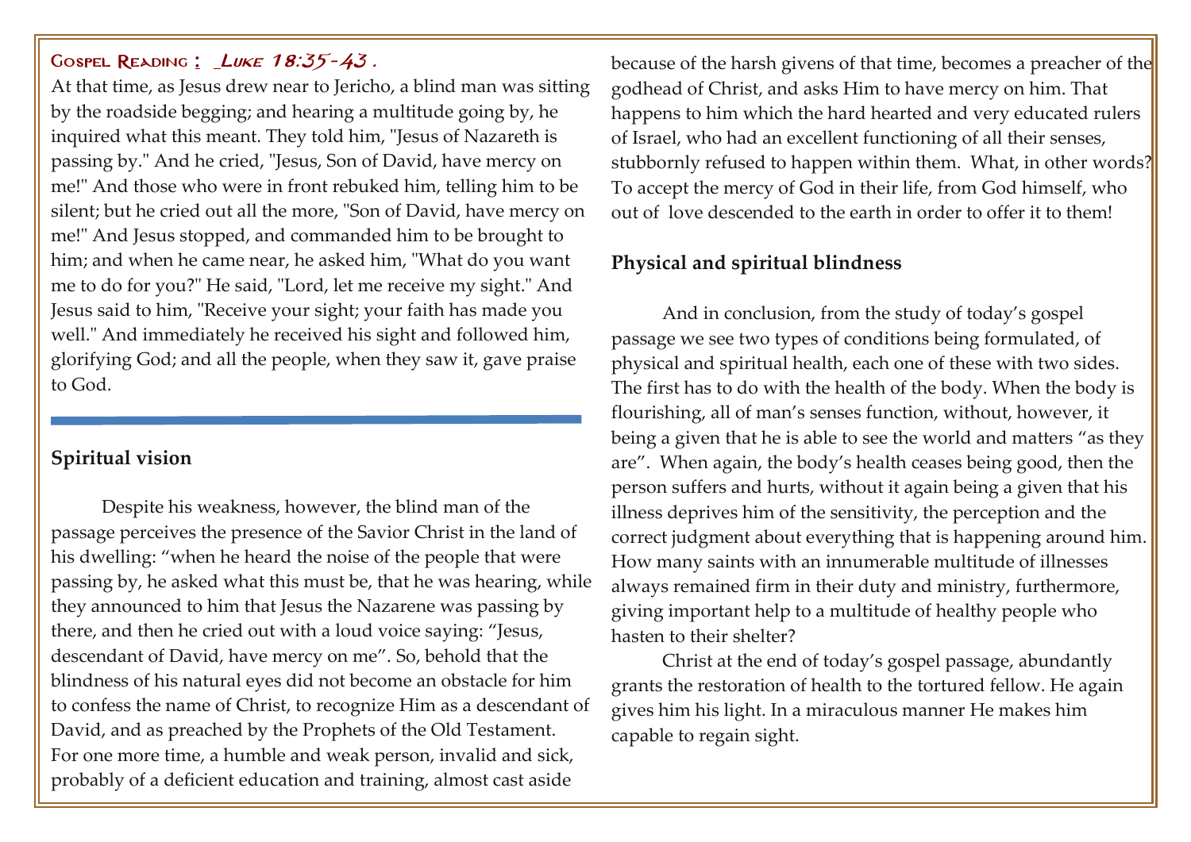**Gospel Reading : _Luke 18:35-43 .**

At that time, as Jesus drew near to Jericho, a blind man was sitting by the roadside begging; and hearing a multitude going by, he inquired what this meant. They told him, "Jesus of Nazareth is passing by." And he cried, "Jesus, Son of David, have mercy on me!" And those who were in front rebuked him, telling him to be silent; but he cried out all the more, "Son of David, have mercy on me!" And Jesus stopped, and commanded him to be brought to him; and when he came near, he asked him, "What do you want me to do for you?" He said, "Lord, let me receive my sight." And Jesus said to him, "Receive your sight; your faith has made you well." And immediately he received his sight and followed him, glorifying God; and all the people, when they saw it, gave praise to God.

---

**Spiritual vision**

Despite his weakness, however, the blind man of the passage perceives the presence of the Savior Christ in the land of his dwelling: "when he heard the noise of the people that were passing by, he asked what this must be, that he was hearing, while they announced to him that Jesus the Nazarene was passing by there, and then he cried out with a loud voice saying: "Jesus, descendant of David, have mercy on me". So, behold that the blindness of his natural eyes did not become an obstacle for him to confess the name of Christ, to recognize Him as a descendant of David, and as preached by the Prophets of the Old Testament. For one more time, a humble and weak person, invalid and sick, probably of a deficient education and training, almost cast aside because of the harsh givens of that time, becomes a preacher of the godhead of Christ, and asks Him to have mercy on him. That happens to him which the hard hearted and very educated rulers of Israel, who had an excellent functioning of all their senses, stubbornly refused to happen within them. What, in other words? To accept the mercy of God in their life, from God himself, who out of love descended to the earth in order to offer it to them!

**Physical and spiritual blindness**

And in conclusion, from the study of today's gospel passage we see two types of conditions being formulated, of physical and spiritual health, each one of these with two sides. The first has to do with the health of the body. When the body is flourishing, all of man's senses function, without, however, it being a given that he is able to see the world and matters "as they are". When again, the body's health ceases being good, then the person suffers and hurts, without it again being a given that his illness deprives him of the sensitivity, the perception and the correct judgment about everything that is happening around him. How many saints with an innumerable multitude of illnesses always remained firm in their duty and ministry, furthermore, giving important help to a multitude of healthy people who hasten to their shelter?

Christ at the end of today's gospel passage, abundantly grants the restoration of health to the tortured fellow. He again gives him his light. In a miraculous manner He makes him capable to regain sight.